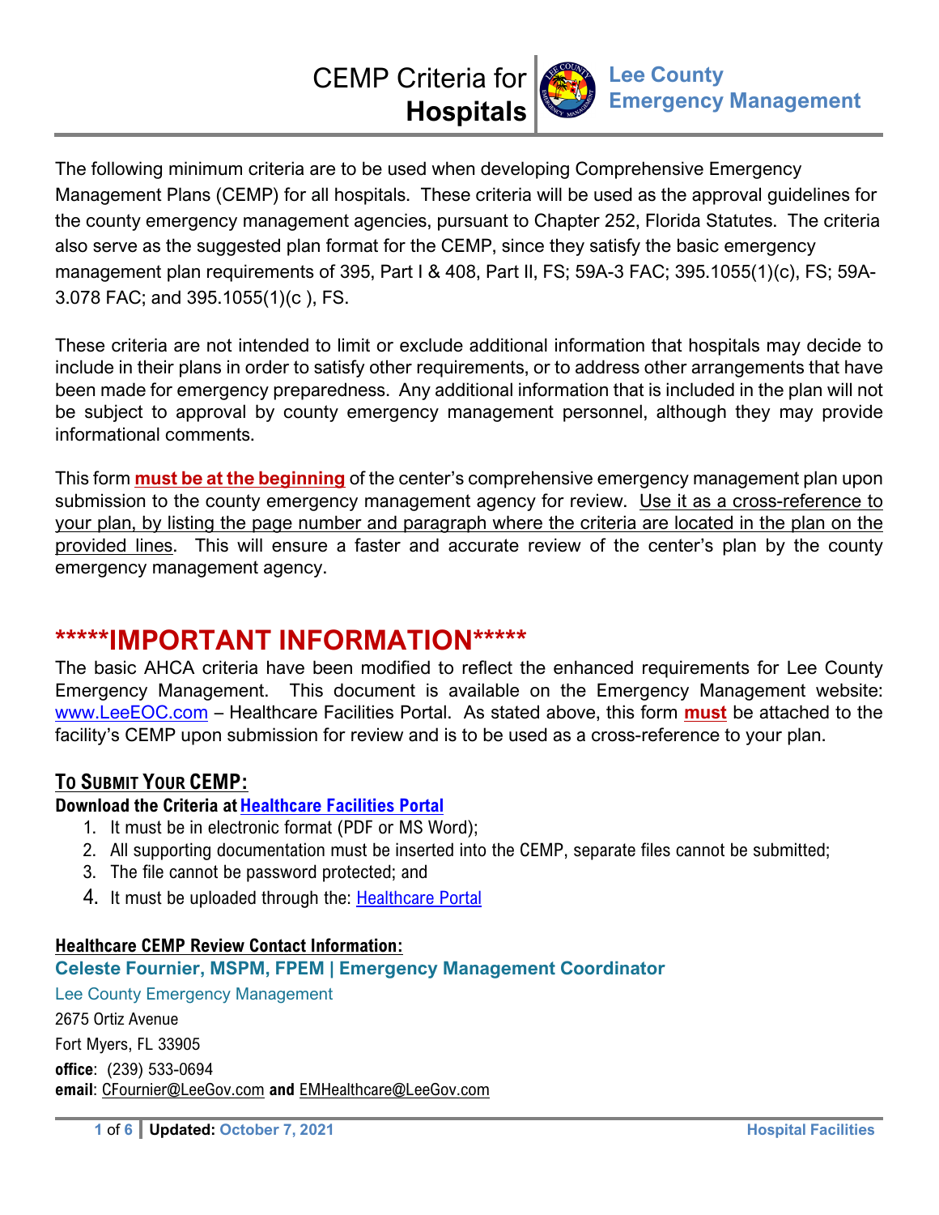# CEMP Criteria for **Hospitals**

**Lee County Emergency Management**

The following minimum criteria are to be used when developing Comprehensive Emergency Management Plans (CEMP) for all hospitals. These criteria will be used as the approval guidelines for the county emergency management agencies, pursuant to Chapter 252, Florida Statutes. The criteria also serve as the suggested plan format for the CEMP, since they satisfy the basic emergency management plan requirements of 395, Part I & 408, Part II, FS; 59A-3 FAC; 395.1055(1)(c), FS; 59A-3.078 FAC; and 395.1055(1)(c ), FS.

These criteria are not intended to limit or exclude additional information that hospitals may decide to include in their plans in order to satisfy other requirements, or to address other arrangements that have been made for emergency preparedness. Any additional information that is included in the plan will not be subject to approval by county emergency management personnel, although they may provide informational comments.

This form **must be at the beginning** of the center's comprehensive emergency management plan upon submission to the county emergency management agency for review. Use it as a cross-reference to your plan, by listing the page number and paragraph where the criteria are located in the plan on the provided lines. This will ensure a faster and accurate review of the center's plan by the county emergency management agency.

## *****IMPORTANT INFORMATION*****

The basic AHCA criteria have been modified to reflect the enhanced requirements for Lee County Emergency Management. This document is available on the Emergency Management website: www.LeeEOC.com – Healthcare Facilities Portal. As stated above, this form **must** be attached to the facility's CEMP upon submission for review and is to be used as a cross-reference to your plan.

### To Submit Your CEMP:

**Download the Criteria at Healthcare Facilities Portal**

1. It must be in electronic format (PDF or MS Word);
2. All supporting documentation must be inserted into the CEMP, separate files cannot be submitted;
3. The file cannot be password protected; and
4. It must be uploaded through the: Healthcare Portal

**Healthcare CEMP Review Contact Information:**

**Celeste Fournier, MSPM, FPEM | Emergency Management Coordinator**

Lee County Emergency Management
2675 Ortiz Avenue
Fort Myers, FL 33905
**office**: (239) 533-0694
**email**: CFournier@LeeGov.com **and** EMHealthcare@LeeGov.com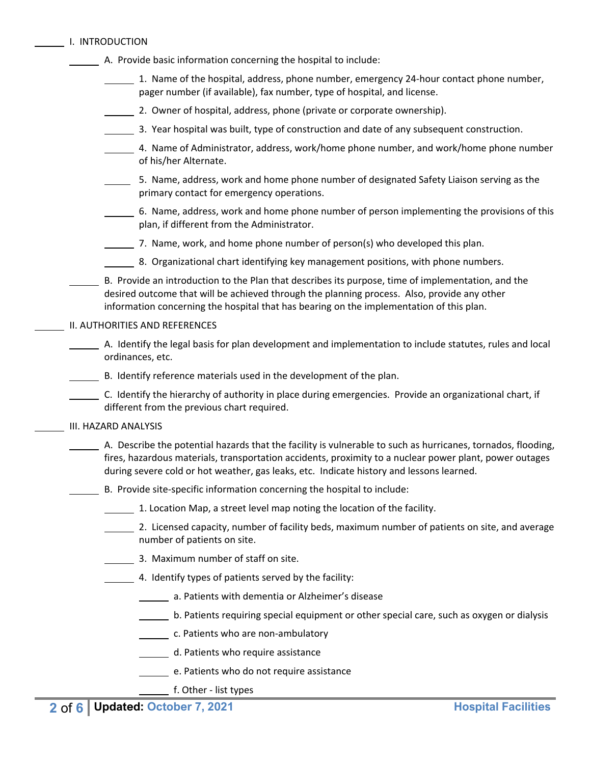\_\_\_\_\_\_ I. INTRODUCTION

\_\_\_\_\_\_ A. Provide basic information concerning the hospital to include:

\_\_\_\_\_\_ 1. Name of the hospital, address, phone number, emergency 24-hour contact phone number, pager number (if available), fax number, type of hospital, and license.

\_\_\_\_\_\_ 2. Owner of hospital, address, phone (private or corporate ownership).

\_\_\_\_\_\_ 3. Year hospital was built, type of construction and date of any subsequent construction.

\_\_\_\_\_\_ 4. Name of Administrator, address, work/home phone number, and work/home phone number of his/her Alternate.

\_\_\_\_\_\_ 5. Name, address, work and home phone number of designated Safety Liaison serving as the primary contact for emergency operations.

\_\_\_\_\_\_ 6. Name, address, work and home phone number of person implementing the provisions of this plan, if different from the Administrator.

\_\_\_\_\_\_ 7. Name, work, and home phone number of person(s) who developed this plan.

\_\_\_\_\_\_ 8. Organizational chart identifying key management positions, with phone numbers.

\_\_\_\_\_\_ B. Provide an introduction to the Plan that describes its purpose, time of implementation, and the desired outcome that will be achieved through the planning process. Also, provide any other information concerning the hospital that has bearing on the implementation of this plan.

\_\_\_\_\_\_ II. AUTHORITIES AND REFERENCES

\_\_\_\_\_\_ A. Identify the legal basis for plan development and implementation to include statutes, rules and local ordinances, etc.

\_\_\_\_\_\_ B. Identify reference materials used in the development of the plan.

\_\_\_\_\_\_ C. Identify the hierarchy of authority in place during emergencies. Provide an organizational chart, if different from the previous chart required.

\_\_\_\_\_\_ III. HAZARD ANALYSIS

\_\_\_\_\_\_ A. Describe the potential hazards that the facility is vulnerable to such as hurricanes, tornados, flooding, fires, hazardous materials, transportation accidents, proximity to a nuclear power plant, power outages during severe cold or hot weather, gas leaks, etc. Indicate history and lessons learned.

\_\_\_\_\_\_ B. Provide site-specific information concerning the hospital to include:

\_\_\_\_\_\_ 1. Location Map, a street level map noting the location of the facility.

\_\_\_\_\_\_ 2. Licensed capacity, number of facility beds, maximum number of patients on site, and average number of patients on site.

\_\_\_\_\_\_ 3. Maximum number of staff on site.

\_\_\_\_\_\_ 4. Identify types of patients served by the facility:

\_\_\_\_\_\_ a. Patients with dementia or Alzheimer's disease

\_\_\_\_\_\_ b. Patients requiring special equipment or other special care, such as oxygen or dialysis

\_\_\_\_\_\_ c. Patients who are non-ambulatory

\_\_\_\_\_\_ d. Patients who require assistance

\_\_\_\_\_\_ e. Patients who do not require assistance

\_\_\_\_\_\_ f. Other - list types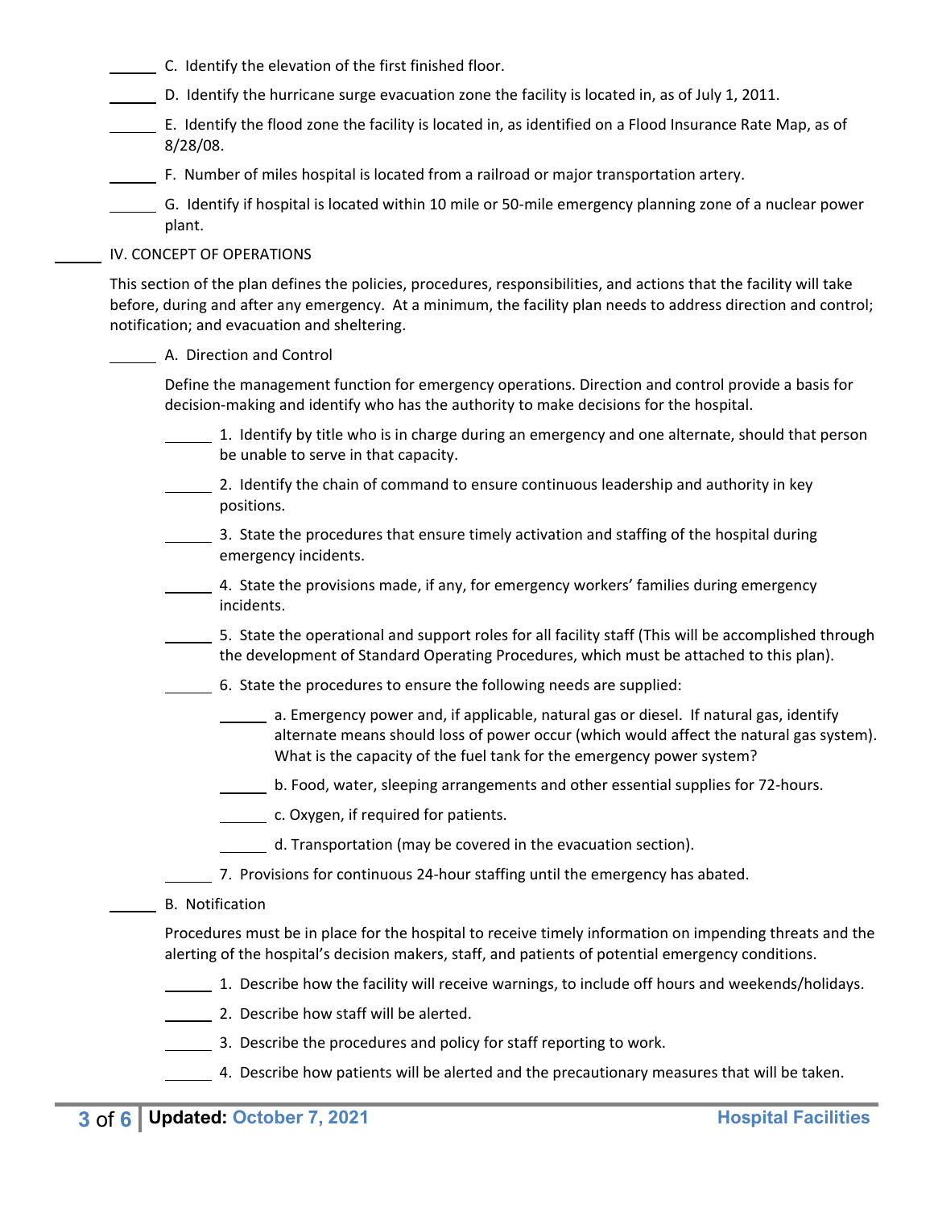______ C. Identify the elevation of the first finished floor.

______ D. Identify the hurricane surge evacuation zone the facility is located in, as of July 1, 2011.

______ E. Identify the flood zone the facility is located in, as identified on a Flood Insurance Rate Map, as of 8/28/08.

______ F. Number of miles hospital is located from a railroad or major transportation artery.

______ G. Identify if hospital is located within 10 mile or 50-mile emergency planning zone of a nuclear power plant.

______ IV. CONCEPT OF OPERATIONS

This section of the plan defines the policies, procedures, responsibilities, and actions that the facility will take before, during and after any emergency. At a minimum, the facility plan needs to address direction and control; notification; and evacuation and sheltering.

______ A. Direction and Control

Define the management function for emergency operations. Direction and control provide a basis for decision-making and identify who has the authority to make decisions for the hospital.

______ 1. Identify by title who is in charge during an emergency and one alternate, should that person be unable to serve in that capacity.

______ 2. Identify the chain of command to ensure continuous leadership and authority in key positions.

______ 3. State the procedures that ensure timely activation and staffing of the hospital during emergency incidents.

______ 4. State the provisions made, if any, for emergency workers' families during emergency incidents.

______ 5. State the operational and support roles for all facility staff (This will be accomplished through the development of Standard Operating Procedures, which must be attached to this plan).

______ 6. State the procedures to ensure the following needs are supplied:

______ a. Emergency power and, if applicable, natural gas or diesel. If natural gas, identify alternate means should loss of power occur (which would affect the natural gas system). What is the capacity of the fuel tank for the emergency power system?

______ b. Food, water, sleeping arrangements and other essential supplies for 72-hours.

______ c. Oxygen, if required for patients.

______ d. Transportation (may be covered in the evacuation section).

______ 7. Provisions for continuous 24-hour staffing until the emergency has abated.

______ B. Notification

Procedures must be in place for the hospital to receive timely information on impending threats and the alerting of the hospital's decision makers, staff, and patients of potential emergency conditions.

______ 1. Describe how the facility will receive warnings, to include off hours and weekends/holidays.

______ 2. Describe how staff will be alerted.

______ 3. Describe the procedures and policy for staff reporting to work.

______ 4. Describe how patients will be alerted and the precautionary measures that will be taken.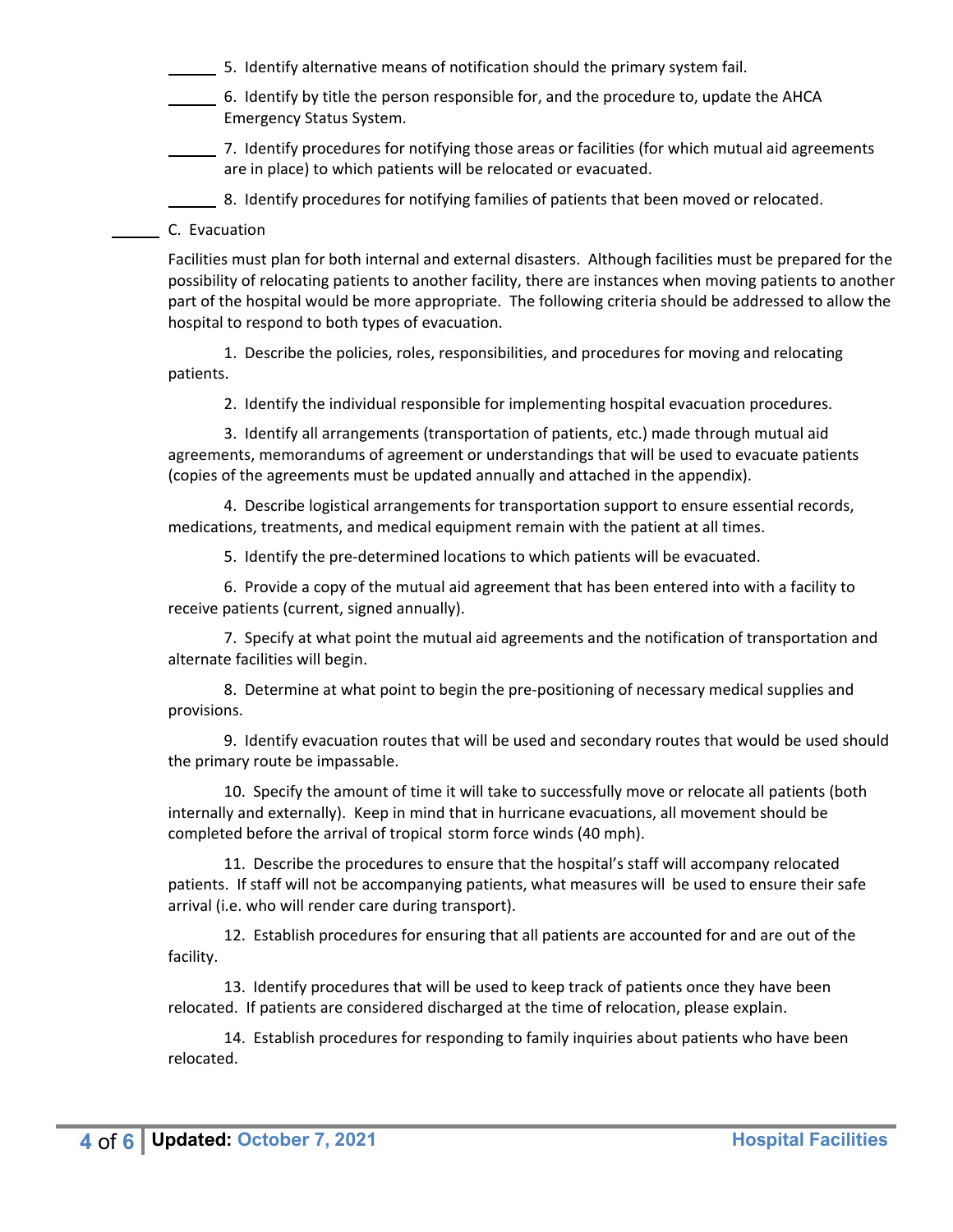______ 5. Identify alternative means of notification should the primary system fail.

______ 6. Identify by title the person responsible for, and the procedure to, update the AHCA Emergency Status System.

______ 7. Identify procedures for notifying those areas or facilities (for which mutual aid agreements are in place) to which patients will be relocated or evacuated.

______ 8. Identify procedures for notifying families of patients that been moved or relocated.

______ C. Evacuation

Facilities must plan for both internal and external disasters. Although facilities must be prepared for the possibility of relocating patients to another facility, there are instances when moving patients to another part of the hospital would be more appropriate. The following criteria should be addressed to allow the hospital to respond to both types of evacuation.

1. Describe the policies, roles, responsibilities, and procedures for moving and relocating patients.

2. Identify the individual responsible for implementing hospital evacuation procedures.

3. Identify all arrangements (transportation of patients, etc.) made through mutual aid agreements, memorandums of agreement or understandings that will be used to evacuate patients (copies of the agreements must be updated annually and attached in the appendix).

4. Describe logistical arrangements for transportation support to ensure essential records, medications, treatments, and medical equipment remain with the patient at all times.

5. Identify the pre-determined locations to which patients will be evacuated.

6. Provide a copy of the mutual aid agreement that has been entered into with a facility to receive patients (current, signed annually).

7. Specify at what point the mutual aid agreements and the notification of transportation and alternate facilities will begin.

8. Determine at what point to begin the pre-positioning of necessary medical supplies and provisions.

9. Identify evacuation routes that will be used and secondary routes that would be used should the primary route be impassable.

10. Specify the amount of time it will take to successfully move or relocate all patients (both internally and externally). Keep in mind that in hurricane evacuations, all movement should be completed before the arrival of tropical storm force winds (40 mph).

11. Describe the procedures to ensure that the hospital's staff will accompany relocated patients. If staff will not be accompanying patients, what measures will be used to ensure their safe arrival (i.e. who will render care during transport).

12. Establish procedures for ensuring that all patients are accounted for and are out of the facility.

13. Identify procedures that will be used to keep track of patients once they have been relocated. If patients are considered discharged at the time of relocation, please explain.

14. Establish procedures for responding to family inquiries about patients who have been relocated.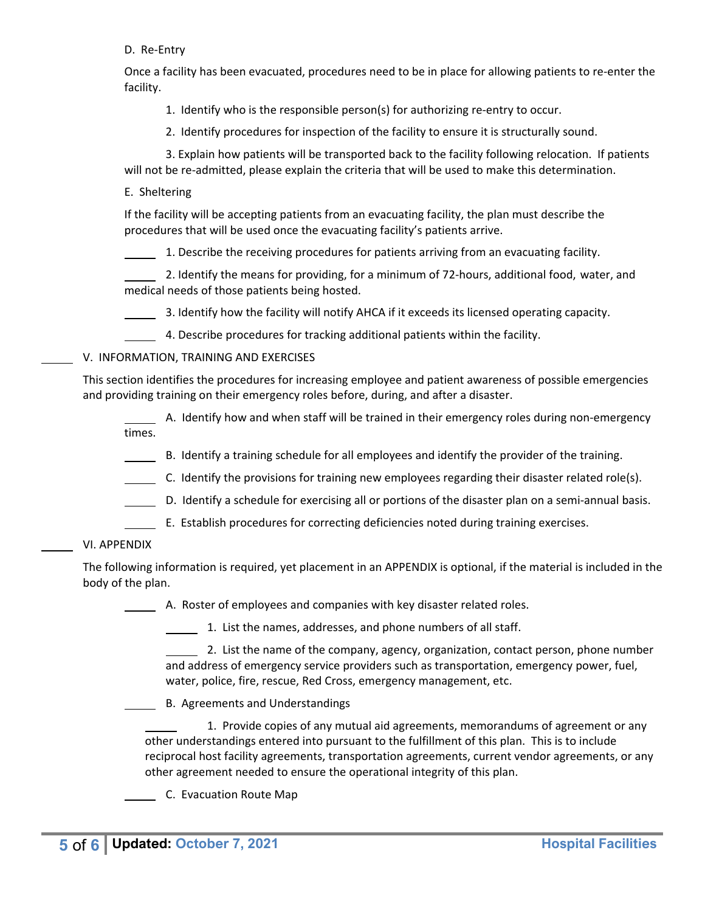D. Re-Entry

Once a facility has been evacuated, procedures need to be in place for allowing patients to re-enter the facility.

1. Identify who is the responsible person(s) for authorizing re-entry to occur.

2. Identify procedures for inspection of the facility to ensure it is structurally sound.

3. Explain how patients will be transported back to the facility following relocation. If patients will not be re-admitted, please explain the criteria that will be used to make this determination.

E. Sheltering

If the facility will be accepting patients from an evacuating facility, the plan must describe the procedures that will be used once the evacuating facility's patients arrive.

_____ 1. Describe the receiving procedures for patients arriving from an evacuating facility.

_____ 2. Identify the means for providing, for a minimum of 72-hours, additional food, water, and medical needs of those patients being hosted.

_____ 3. Identify how the facility will notify AHCA if it exceeds its licensed operating capacity.

_____ 4. Describe procedures for tracking additional patients within the facility.

_____ V. INFORMATION, TRAINING AND EXERCISES

This section identifies the procedures for increasing employee and patient awareness of possible emergencies and providing training on their emergency roles before, during, and after a disaster.

_____ A. Identify how and when staff will be trained in their emergency roles during non-emergency times.

_____ B. Identify a training schedule for all employees and identify the provider of the training.

_____ C. Identify the provisions for training new employees regarding their disaster related role(s).

_____ D. Identify a schedule for exercising all or portions of the disaster plan on a semi-annual basis.

_____ E. Establish procedures for correcting deficiencies noted during training exercises.

_____ VI. APPENDIX

The following information is required, yet placement in an APPENDIX is optional, if the material is included in the body of the plan.

_____ A. Roster of employees and companies with key disaster related roles.

_____ 1. List the names, addresses, and phone numbers of all staff.

_____ 2. List the name of the company, agency, organization, contact person, phone number and address of emergency service providers such as transportation, emergency power, fuel, water, police, fire, rescue, Red Cross, emergency management, etc.

_____ B. Agreements and Understandings

_____ 1. Provide copies of any mutual aid agreements, memorandums of agreement or any other understandings entered into pursuant to the fulfillment of this plan. This is to include reciprocal host facility agreements, transportation agreements, current vendor agreements, or any other agreement needed to ensure the operational integrity of this plan.

_____ C. Evacuation Route Map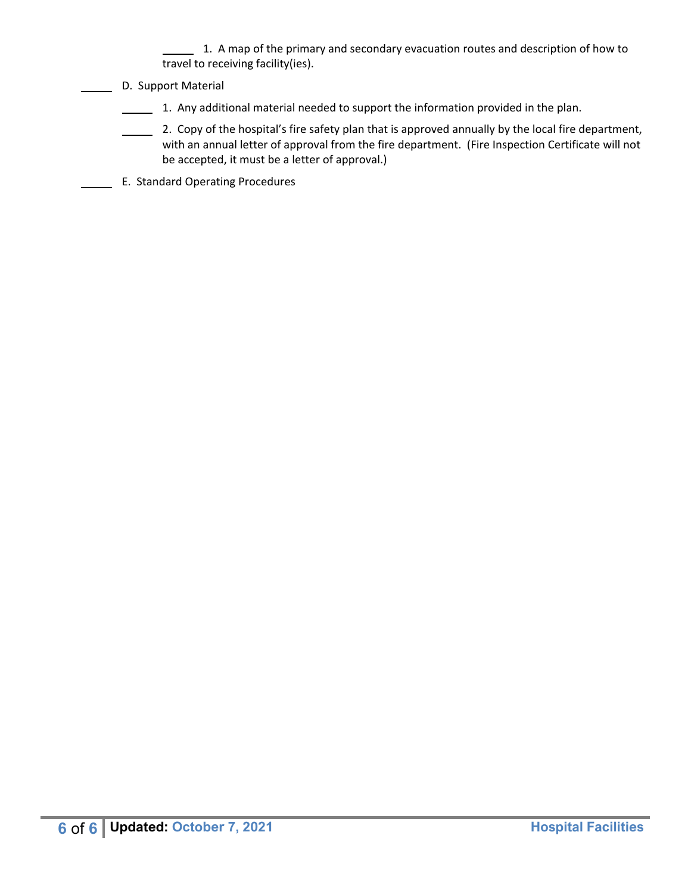_____ 1. A map of the primary and secondary evacuation routes and description of how to travel to receiving facility(ies).

_____ D. Support Material

_____ 1. Any additional material needed to support the information provided in the plan.

_____ 2. Copy of the hospital's fire safety plan that is approved annually by the local fire department, with an annual letter of approval from the fire department. (Fire Inspection Certificate will not be accepted, it must be a letter of approval.)

_____ E. Standard Operating Procedures